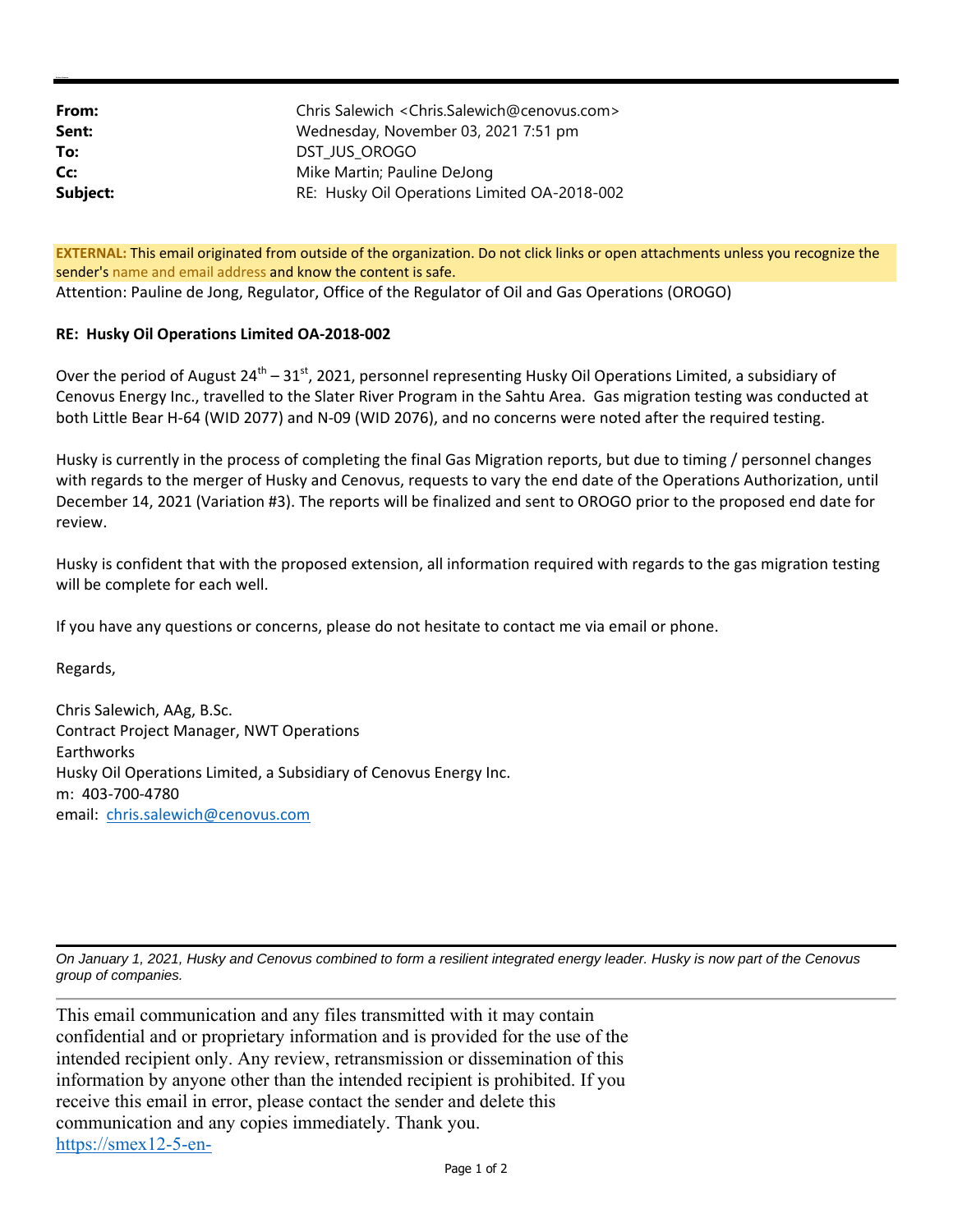| | |
|---|---|
| **From:** | Chris Salewich <Chris.Salewich@cenovus.com> |
| **Sent:** | Wednesday, November 03, 2021 7:51 pm |
| **To:** | DST_JUS_OROGO |
| **Cc:** | Mike Martin; Pauline DeJong |
| **Subject:** | RE: Husky Oil Operations Limited OA-2018-002 |

**EXTERNAL:** This email originated from outside of the organization. Do not click links or open attachments unless you recognize the sender's name and email address and know the content is safe.

Attention: Pauline de Jong, Regulator, Office of the Regulator of Oil and Gas Operations (OROGO)

**RE: Husky Oil Operations Limited OA-2018-002**

Over the period of August 24th – 31st, 2021, personnel representing Husky Oil Operations Limited, a subsidiary of Cenovus Energy Inc., travelled to the Slater River Program in the Sahtu Area. Gas migration testing was conducted at both Little Bear H-64 (WID 2077) and N-09 (WID 2076), and no concerns were noted after the required testing.

Husky is currently in the process of completing the final Gas Migration reports, but due to timing / personnel changes with regards to the merger of Husky and Cenovus, requests to vary the end date of the Operations Authorization, until December 14, 2021 (Variation #3). The reports will be finalized and sent to OROGO prior to the proposed end date for review.

Husky is confident that with the proposed extension, all information required with regards to the gas migration testing will be complete for each well.

If you have any questions or concerns, please do not hesitate to contact me via email or phone.

Regards,

Chris Salewich, AAg, B.Sc.
Contract Project Manager, NWT Operations
Earthworks
Husky Oil Operations Limited, a Subsidiary of Cenovus Energy Inc.
m: 403-700-4780
email: chris.salewich@cenovus.com

---

*On January 1, 2021, Husky and Cenovus combined to form a resilient integrated energy leader. Husky is now part of the Cenovus group of companies.*

---

This email communication and any files transmitted with it may contain confidential and or proprietary information and is provided for the use of the intended recipient only. Any review, retransmission or dissemination of this information by anyone other than the intended recipient is prohibited. If you receive this email in error, please contact the sender and delete this communication and any copies immediately. Thank you.
https://smex12-5-en-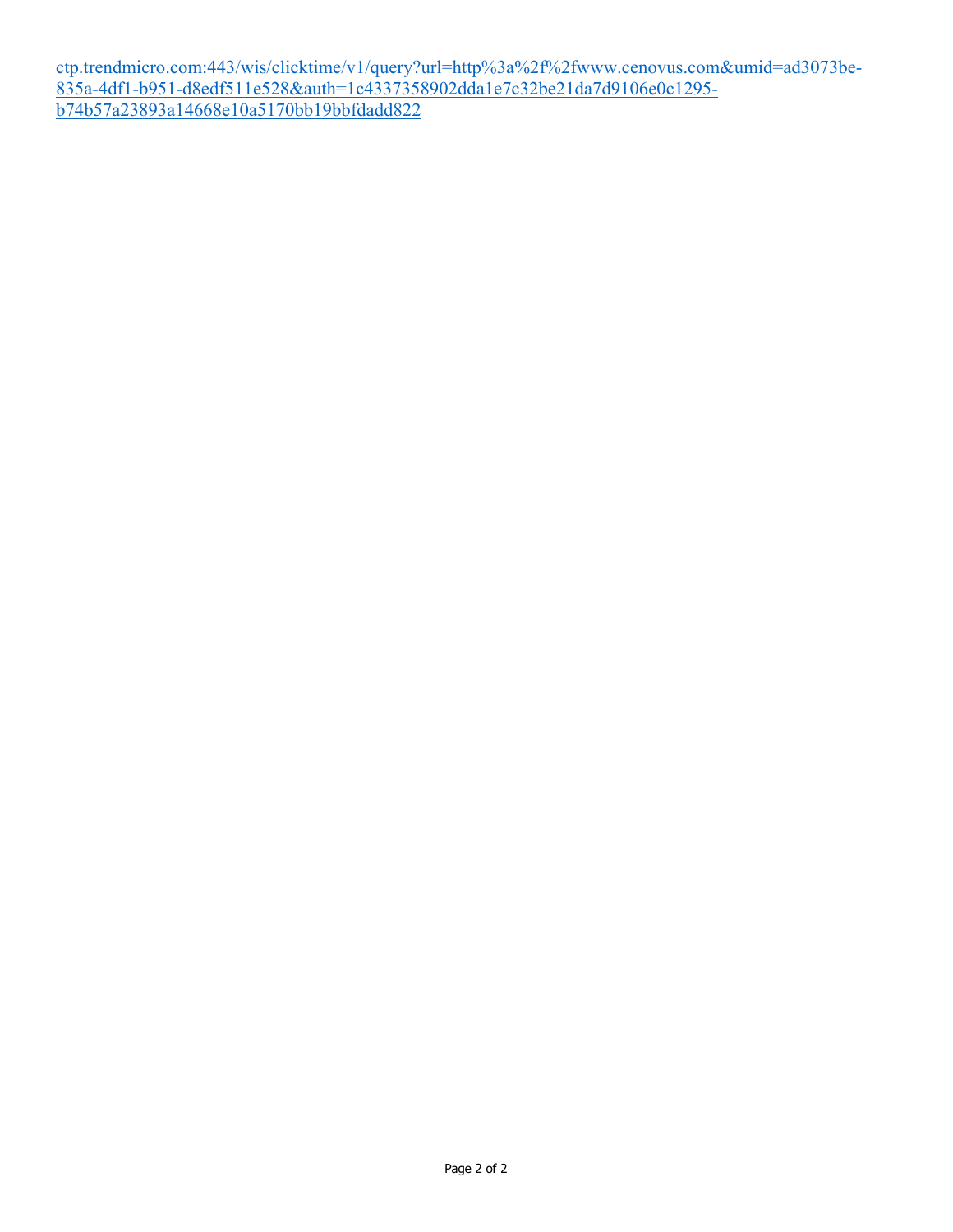ctp.trendmicro.com:443/wis/clicktime/v1/query?url=http%3a%2f%2fwww.cenovus.com&umid=ad3073be-835a-4df1-b951-d8edf511e528&auth=1c4337358902dda1e7c32be21da7d9106e0c1295-b74b57a23893a14668e10a5170bb19bbfdadd822